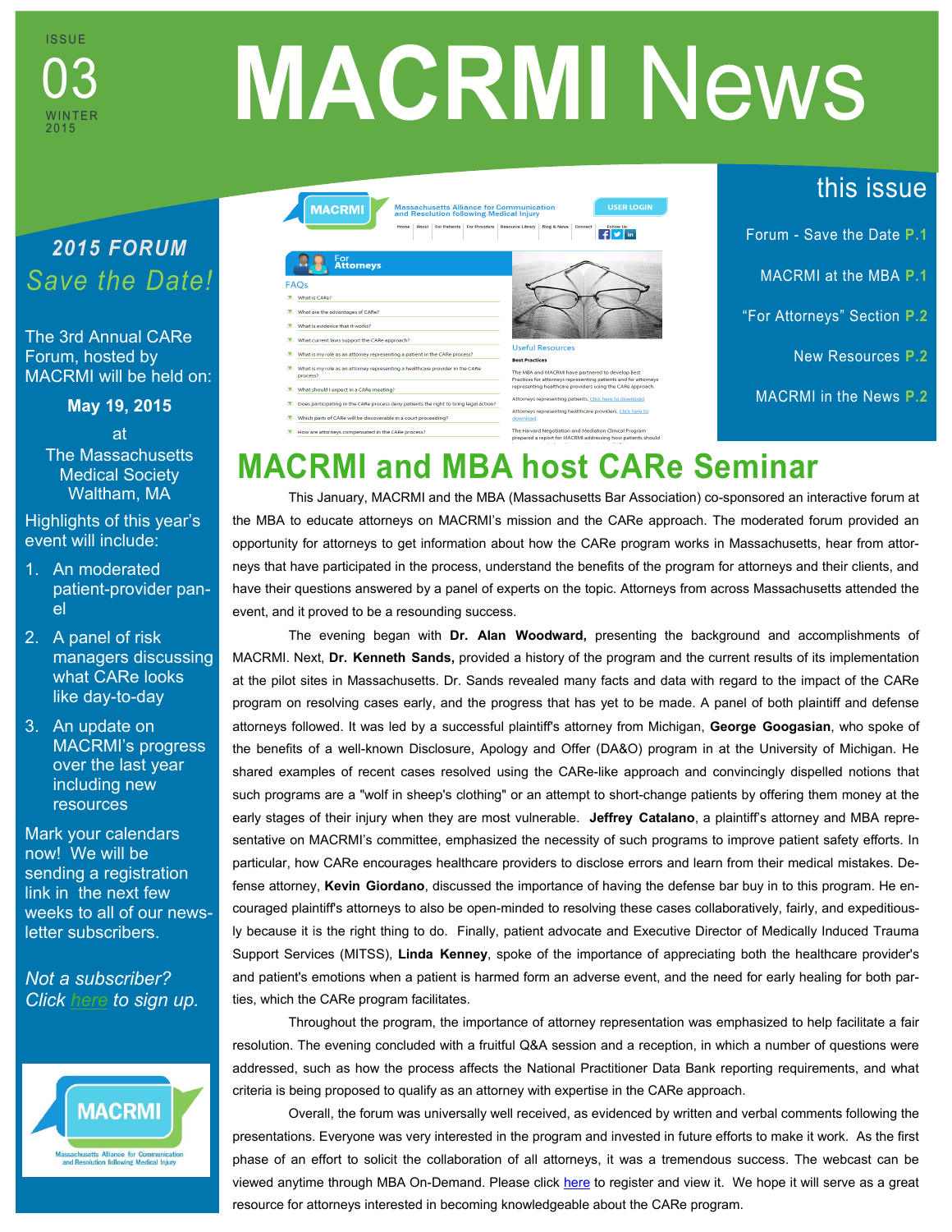ISSUE 03 WINTER 2015

# MACRMI News

## this issue

- Forum - Save the Date P.1
- MACRMI at the MBA P.1
- "For Attorneys" Section P.2
- New Resources P.2
- MACRMI in the News P.2

## 2015 FORUM

### *Save the Date!*

The 3rd Annual CARe Forum, hosted by MACRMI will be held on:

**May 19, 2015**

at
The Massachusetts Medical Society
Waltham, MA

Highlights of this year's event will include:

1. An moderated patient-provider panel
2. A panel of risk managers discussing what CARe looks like day-to-day
3. An update on MACRMI's progress over the last year including new resources

Mark your calendars now! We will be sending a registration link in the next few weeks to all of our newsletter subscribers.

*Not a subscriber? Click here to sign up.*

## MACRMI and MBA host CARe Seminar

This January, MACRMI and the MBA (Massachusetts Bar Association) co-sponsored an interactive forum at the MBA to educate attorneys on MACRMI's mission and the CARe approach. The moderated forum provided an opportunity for attorneys to get information about how the CARe program works in Massachusetts, hear from attorneys that have participated in the process, understand the benefits of the program for attorneys and their clients, and have their questions answered by a panel of experts on the topic. Attorneys from across Massachusetts attended the event, and it proved to be a resounding success.

The evening began with **Dr. Alan Woodward,** presenting the background and accomplishments of MACRMI. Next, **Dr. Kenneth Sands,** provided a history of the program and the current results of its implementation at the pilot sites in Massachusetts. Dr. Sands revealed many facts and data with regard to the impact of the CARe program on resolving cases early, and the progress that has yet to be made. A panel of both plaintiff and defense attorneys followed. It was led by a successful plaintiff's attorney from Michigan, **George Googasian**, who spoke of the benefits of a well-known Disclosure, Apology and Offer (DA&O) program in at the University of Michigan. He shared examples of recent cases resolved using the CARe-like approach and convincingly dispelled notions that such programs are a "wolf in sheep's clothing" or an attempt to short-change patients by offering them money at the early stages of their injury when they are most vulnerable. **Jeffrey Catalano**, a plaintiff's attorney and MBA representative on MACRMI's committee, emphasized the necessity of such programs to improve patient safety efforts. In particular, how CARe encourages healthcare providers to disclose errors and learn from their medical mistakes. Defense attorney, **Kevin Giordano**, discussed the importance of having the defense bar buy in to this program. He encouraged plaintiff's attorneys to also be open-minded to resolving these cases collaboratively, fairly, and expeditiously because it is the right thing to do. Finally, patient advocate and Executive Director of Medically Induced Trauma Support Services (MITSS), **Linda Kenney**, spoke of the importance of appreciating both the healthcare provider's and patient's emotions when a patient is harmed form an adverse event, and the need for early healing for both parties, which the CARe program facilitates.

Throughout the program, the importance of attorney representation was emphasized to help facilitate a fair resolution. The evening concluded with a fruitful Q&A session and a reception, in which a number of questions were addressed, such as how the process affects the National Practitioner Data Bank reporting requirements, and what criteria is being proposed to qualify as an attorney with expertise in the CARe approach.

Overall, the forum was universally well received, as evidenced by written and verbal comments following the presentations. Everyone was very interested in the program and invested in future efforts to make it work. As the first phase of an effort to solicit the collaboration of all attorneys, it was a tremendous success. The webcast can be viewed anytime through MBA On-Demand. Please click here to register and view it. We hope it will serve as a great resource for attorneys interested in becoming knowledgeable about the CARe program.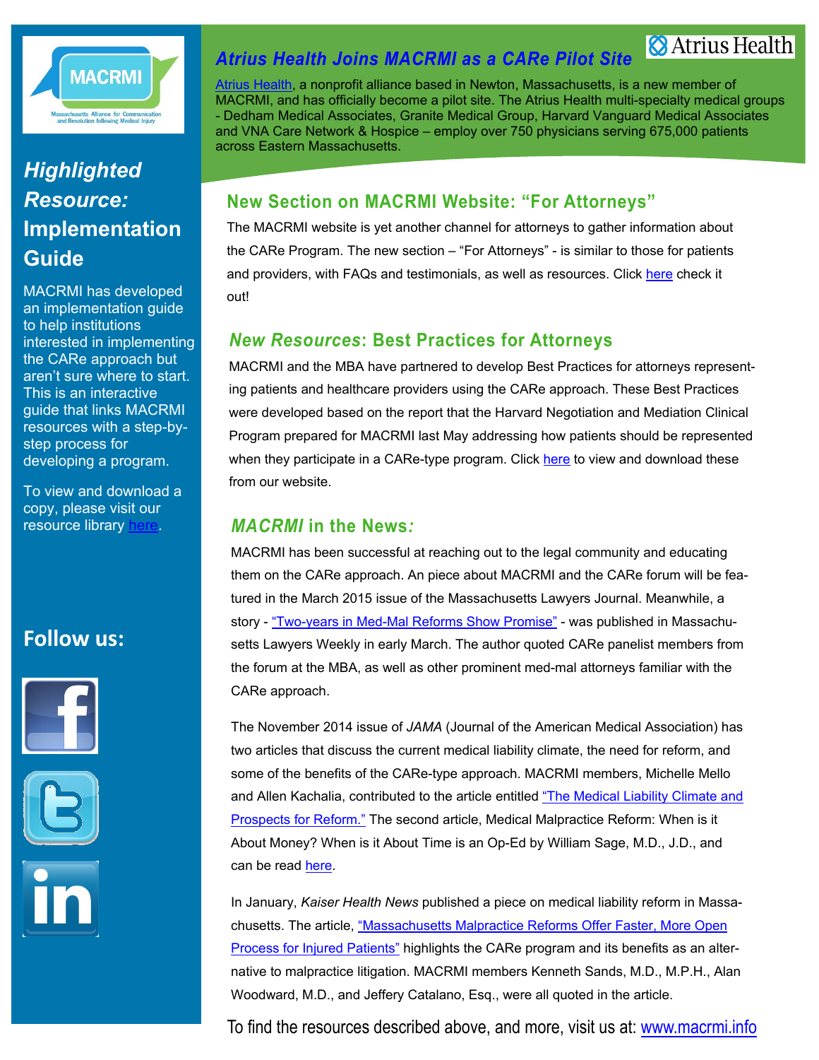MACRMI

Massachusetts Alliance for Communication and Resolution following Medical Injury

## *Highlighted Resource:* Implementation Guide

MACRMI has developed an implementation guide to help institutions interested in implementing the CARe approach but aren't sure where to start. This is an interactive guide that links MACRMI resources with a step-by-step process for developing a program.

To view and download a copy, please visit our resource library here.

## Follow us:

## *Atrius Health Joins MACRMI as a CARe Pilot Site*

Atrius Health

Atrius Health, a nonprofit alliance based in Newton, Massachusetts, is a new member of MACRMI, and has officially become a pilot site. The Atrius Health multi-specialty medical groups - Dedham Medical Associates, Granite Medical Group, Harvard Vanguard Medical Associates and VNA Care Network & Hospice – employ over 750 physicians serving 675,000 patients across Eastern Massachusetts.

## New Section on MACRMI Website: "For Attorneys"

The MACRMI website is yet another channel for attorneys to gather information about the CARe Program. The new section – "For Attorneys" - is similar to those for patients and providers, with FAQs and testimonials, as well as resources. Click here check it out!

## *New Resources*: Best Practices for Attorneys

MACRMI and the MBA have partnered to develop Best Practices for attorneys representing patients and healthcare providers using the CARe approach. These Best Practices were developed based on the report that the Harvard Negotiation and Mediation Clinical Program prepared for MACRMI last May addressing how patients should be represented when they participate in a CARe-type program. Click here to view and download these from our website.

## *MACRMI* in the News*:*

MACRMI has been successful at reaching out to the legal community and educating them on the CARe approach. An piece about MACRMI and the CARe forum will be featured in the March 2015 issue of the Massachusetts Lawyers Journal. Meanwhile, a story - "Two-years in Med-Mal Reforms Show Promise" - was published in Massachusetts Lawyers Weekly in early March. The author quoted CARe panelist members from the forum at the MBA, as well as other prominent med-mal attorneys familiar with the CARe approach.

The November 2014 issue of *JAMA* (Journal of the American Medical Association) has two articles that discuss the current medical liability climate, the need for reform, and some of the benefits of the CARe-type approach. MACRMI members, Michelle Mello and Allen Kachalia, contributed to the article entitled "The Medical Liability Climate and Prospects for Reform." The second article, Medical Malpractice Reform: When is it About Money? When is it About Time is an Op-Ed by William Sage, M.D., J.D., and can be read here.

In January, *Kaiser Health News* published a piece on medical liability reform in Massachusetts. The article, "Massachusetts Malpractice Reforms Offer Faster, More Open Process for Injured Patients" highlights the CARe program and its benefits as an alternative to malpractice litigation. MACRMI members Kenneth Sands, M.D., M.P.H., Alan Woodward, M.D., and Jeffery Catalano, Esq., were all quoted in the article.

To find the resources described above, and more, visit us at: www.macrmi.info